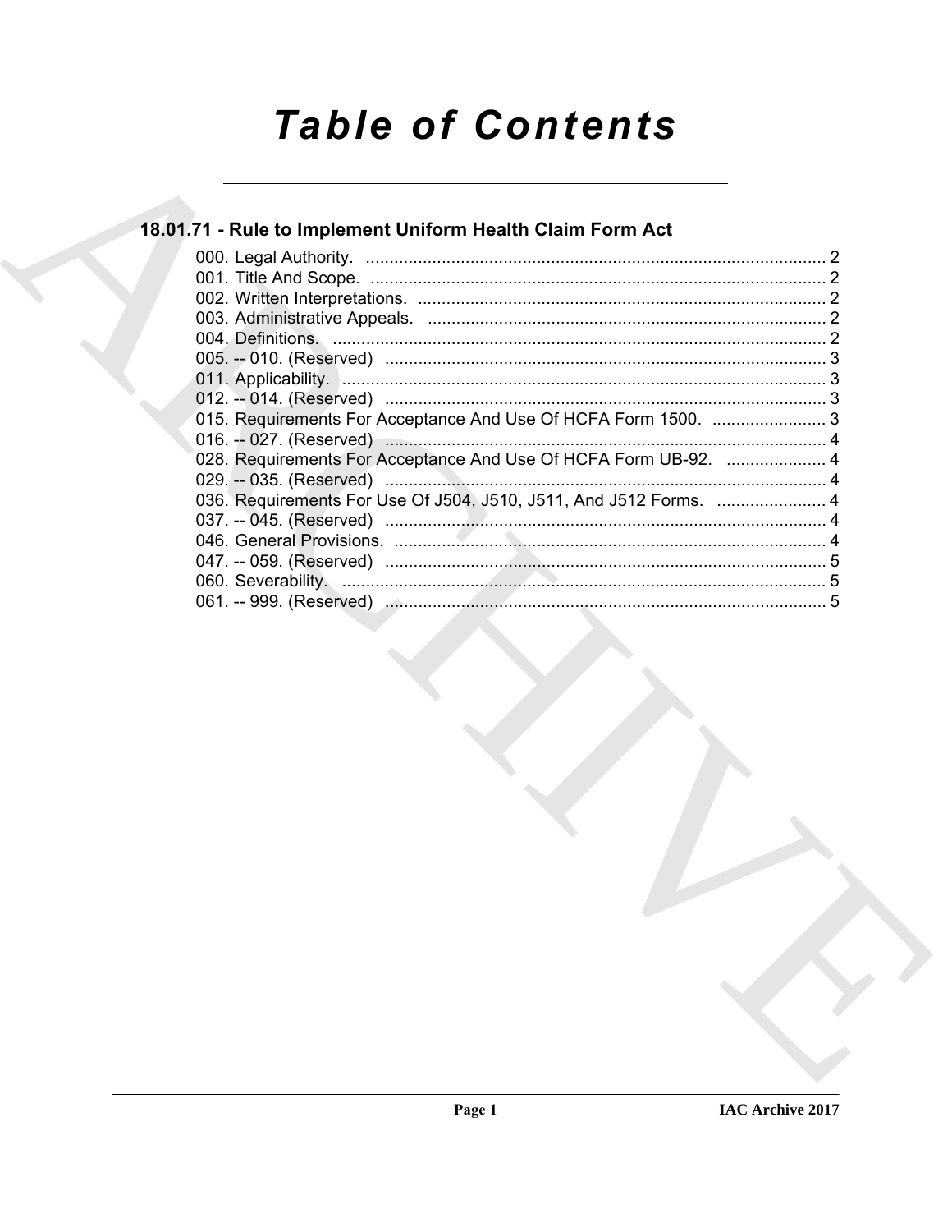# Table of Contents

## 18.01.71 - Rule to Implement Uniform Health Claim Form Act

000. Legal Authority. ........................................................................................ 2
001. Title And Scope. ........................................................................................ 2
002. Written Interpretations. ........................................................................................ 2
003. Administrative Appeals. ........................................................................................ 2
004. Definitions. ........................................................................................ 2
005. -- 010. (Reserved) ........................................................................................ 3
011. Applicability. ........................................................................................ 3
012. -- 014. (Reserved) ........................................................................................ 3
015. Requirements For Acceptance And Use Of HCFA Form 1500. ........................ 3
016. -- 027. (Reserved) ........................................................................................ 4
028. Requirements For Acceptance And Use Of HCFA Form UB-92. ..................... 4
029. -- 035. (Reserved) ........................................................................................ 4
036. Requirements For Use Of J504, J510, J511, And J512 Forms. ....................... 4
037. -- 045. (Reserved) ........................................................................................ 4
046. General Provisions. ........................................................................................ 4
047. -- 059. (Reserved) ........................................................................................ 5
060. Severability. ........................................................................................ 5
061. -- 999. (Reserved) ........................................................................................ 5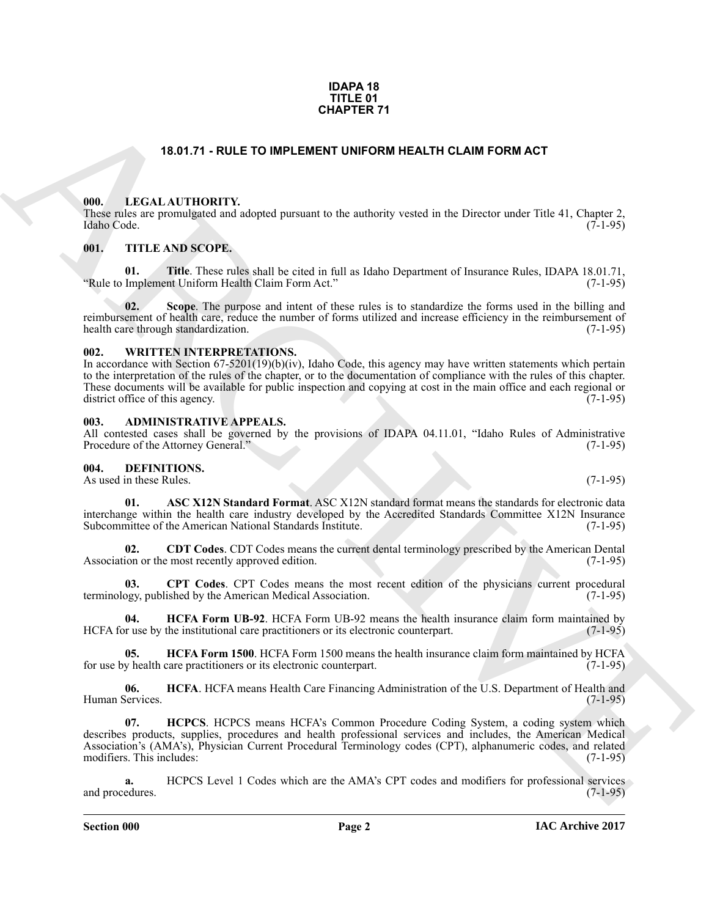**IDAPA 18**
**TITLE 01**
**CHAPTER 71**

# 18.01.71 - RULE TO IMPLEMENT UNIFORM HEALTH CLAIM FORM ACT

## 000. LEGAL AUTHORITY.

These rules are promulgated and adopted pursuant to the authority vested in the Director under Title 41, Chapter 2, Idaho Code. (7-1-95)

## 001. TITLE AND SCOPE.

**01. Title**. These rules shall be cited in full as Idaho Department of Insurance Rules, IDAPA 18.01.71, "Rule to Implement Uniform Health Claim Form Act." (7-1-95)

**02. Scope**. The purpose and intent of these rules is to standardize the forms used in the billing and reimbursement of health care, reduce the number of forms utilized and increase efficiency in the reimbursement of health care through standardization. (7-1-95)

## 002. WRITTEN INTERPRETATIONS.

In accordance with Section 67-5201(19)(b)(iv), Idaho Code, this agency may have written statements which pertain to the interpretation of the rules of the chapter, or to the documentation of compliance with the rules of this chapter. These documents will be available for public inspection and copying at cost in the main office and each regional or district office of this agency. (7-1-95)

## 003. ADMINISTRATIVE APPEALS.

All contested cases shall be governed by the provisions of IDAPA 04.11.01, "Idaho Rules of Administrative Procedure of the Attorney General." (7-1-95)

## 004. DEFINITIONS.

As used in these Rules. (7-1-95)

**01. ASC X12N Standard Format**. ASC X12N standard format means the standards for electronic data interchange within the health care industry developed by the Accredited Standards Committee X12N Insurance Subcommittee of the American National Standards Institute. (7-1-95)

**02. CDT Codes**. CDT Codes means the current dental terminology prescribed by the American Dental Association or the most recently approved edition. (7-1-95)

**03. CPT Codes**. CPT Codes means the most recent edition of the physicians current procedural terminology, published by the American Medical Association. (7-1-95)

**04. HCFA Form UB-92**. HCFA Form UB-92 means the health insurance claim form maintained by HCFA for use by the institutional care practitioners or its electronic counterpart. (7-1-95)

**05. HCFA Form 1500**. HCFA Form 1500 means the health insurance claim form maintained by HCFA for use by health care practitioners or its electronic counterpart. (7-1-95)

**06. HCFA**. HCFA means Health Care Financing Administration of the U.S. Department of Health and Human Services. (7-1-95)

**07. HCPCS**. HCPCS means HCFA's Common Procedure Coding System, a coding system which describes products, supplies, procedures and health professional services and includes, the American Medical Association's (AMA's), Physician Current Procedural Terminology codes (CPT), alphanumeric codes, and related modifiers. This includes: (7-1-95)

**a.** HCPCS Level 1 Codes which are the AMA's CPT codes and modifiers for professional services and procedures. (7-1-95)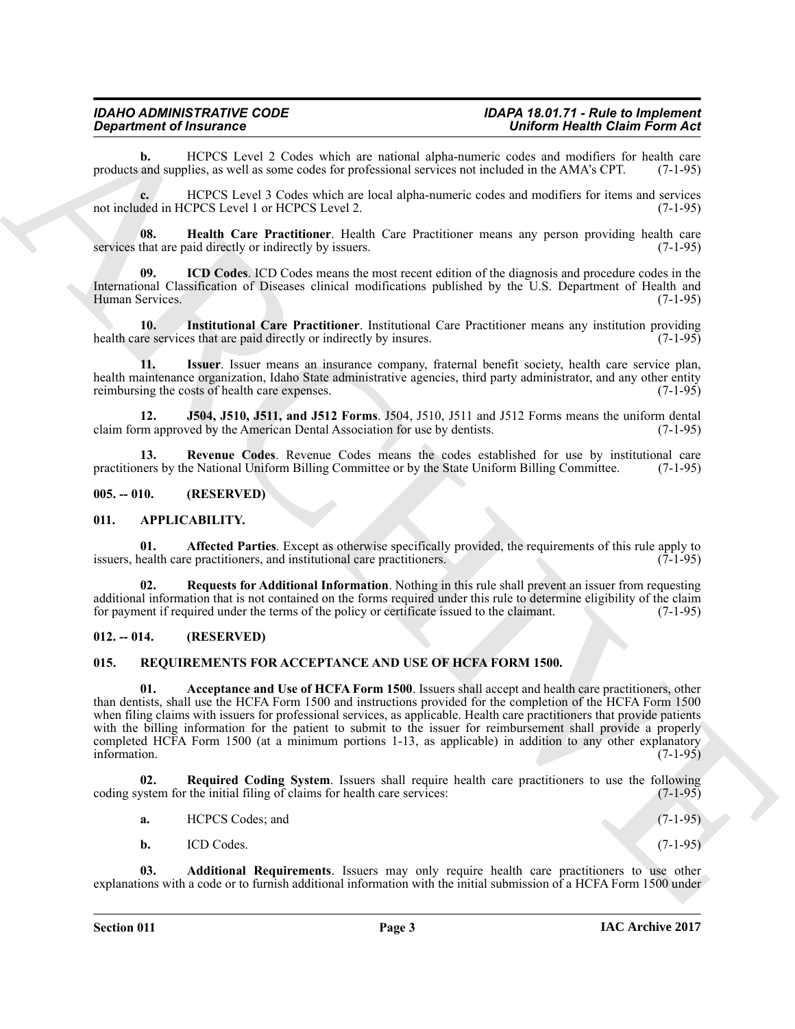**b.** HCPCS Level 2 Codes which are national alpha-numeric codes and modifiers for health care products and supplies, as well as some codes for professional services not included in the AMA's CPT. (7-1-95)

**c.** HCPCS Level 3 Codes which are local alpha-numeric codes and modifiers for items and services not included in HCPCS Level 1 or HCPCS Level 2. (7-1-95)

**08. Health Care Practitioner**. Health Care Practitioner means any person providing health care services that are paid directly or indirectly by issuers. (7-1-95)

**09. ICD Codes**. ICD Codes means the most recent edition of the diagnosis and procedure codes in the International Classification of Diseases clinical modifications published by the U.S. Department of Health and Human Services. (7-1-95)

**10. Institutional Care Practitioner**. Institutional Care Practitioner means any institution providing health care services that are paid directly or indirectly by insures. (7-1-95)

**11. Issuer**. Issuer means an insurance company, fraternal benefit society, health care service plan, health maintenance organization, Idaho State administrative agencies, third party administrator, and any other entity reimbursing the costs of health care expenses. (7-1-95)

**12. J504, J510, J511, and J512 Forms**. J504, J510, J511 and J512 Forms means the uniform dental claim form approved by the American Dental Association for use by dentists. (7-1-95)

**13. Revenue Codes**. Revenue Codes means the codes established for use by institutional care practitioners by the National Uniform Billing Committee or by the State Uniform Billing Committee. (7-1-95)

## 005. -- 010. (RESERVED)

## 011. APPLICABILITY.

**01. Affected Parties**. Except as otherwise specifically provided, the requirements of this rule apply to issuers, health care practitioners, and institutional care practitioners. (7-1-95)

**02. Requests for Additional Information**. Nothing in this rule shall prevent an issuer from requesting additional information that is not contained on the forms required under this rule to determine eligibility of the claim for payment if required under the terms of the policy or certificate issued to the claimant. (7-1-95)

## 012. -- 014. (RESERVED)

## 015. REQUIREMENTS FOR ACCEPTANCE AND USE OF HCFA FORM 1500.

**01. Acceptance and Use of HCFA Form 1500**. Issuers shall accept and health care practitioners, other than dentists, shall use the HCFA Form 1500 and instructions provided for the completion of the HCFA Form 1500 when filing claims with issuers for professional services, as applicable. Health care practitioners that provide patients with the billing information for the patient to submit to the issuer for reimbursement shall provide a properly completed HCFA Form 1500 (at a minimum portions 1-13, as applicable) in addition to any other explanatory information. (7-1-95)

**02. Required Coding System**. Issuers shall require health care practitioners to use the following coding system for the initial filing of claims for health care services: (7-1-95)

**a.** HCPCS Codes; and (7-1-95)

**b.** ICD Codes. (7-1-95)

**03. Additional Requirements**. Issuers may only require health care practitioners to use other explanations with a code or to furnish additional information with the initial submission of a HCFA Form 1500 under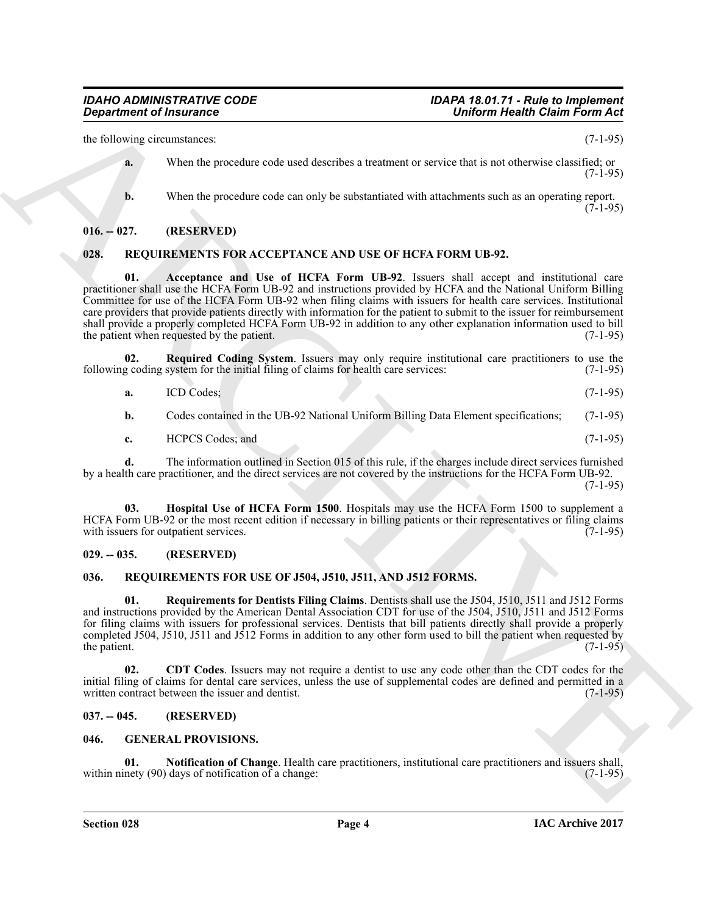the following circumstances: (7-1-95)

**a.** When the procedure code used describes a treatment or service that is not otherwise classified; or (7-1-95)

**b.** When the procedure code can only be substantiated with attachments such as an operating report. (7-1-95)

### 016. -- 027. (RESERVED)

### 028. REQUIREMENTS FOR ACCEPTANCE AND USE OF HCFA FORM UB-92.

**01. Acceptance and Use of HCFA Form UB-92**. Issuers shall accept and institutional care practitioner shall use the HCFA Form UB-92 and instructions provided by HCFA and the National Uniform Billing Committee for use of the HCFA Form UB-92 when filing claims with issuers for health care services. Institutional care providers that provide patients directly with information for the patient to submit to the issuer for reimbursement shall provide a properly completed HCFA Form UB-92 in addition to any other explanation information used to bill the patient when requested by the patient. (7-1-95)

**02. Required Coding System**. Issuers may only require institutional care practitioners to use the following coding system for the initial filing of claims for health care services: (7-1-95)

**a.** ICD Codes; (7-1-95)

**b.** Codes contained in the UB-92 National Uniform Billing Data Element specifications; (7-1-95)

**c.** HCPCS Codes; and (7-1-95)

**d.** The information outlined in Section 015 of this rule, if the charges include direct services furnished by a health care practitioner, and the direct services are not covered by the instructions for the HCFA Form UB-92. (7-1-95)

**03. Hospital Use of HCFA Form 1500**. Hospitals may use the HCFA Form 1500 to supplement a HCFA Form UB-92 or the most recent edition if necessary in billing patients or their representatives or filing claims with issuers for outpatient services. (7-1-95)

### 029. -- 035. (RESERVED)

### 036. REQUIREMENTS FOR USE OF J504, J510, J511, AND J512 FORMS.

**01. Requirements for Dentists Filing Claims**. Dentists shall use the J504, J510, J511 and J512 Forms and instructions provided by the American Dental Association CDT for use of the J504, J510, J511 and J512 Forms for filing claims with issuers for professional services. Dentists that bill patients directly shall provide a properly completed J504, J510, J511 and J512 Forms in addition to any other form used to bill the patient when requested by the patient. (7-1-95)

**02. CDT Codes**. Issuers may not require a dentist to use any code other than the CDT codes for the initial filing of claims for dental care services, unless the use of supplemental codes are defined and permitted in a written contract between the issuer and dentist. (7-1-95)

### 037. -- 045. (RESERVED)

### 046. GENERAL PROVISIONS.

**01. Notification of Change**. Health care practitioners, institutional care practitioners and issuers shall, within ninety (90) days of notification of a change: (7-1-95)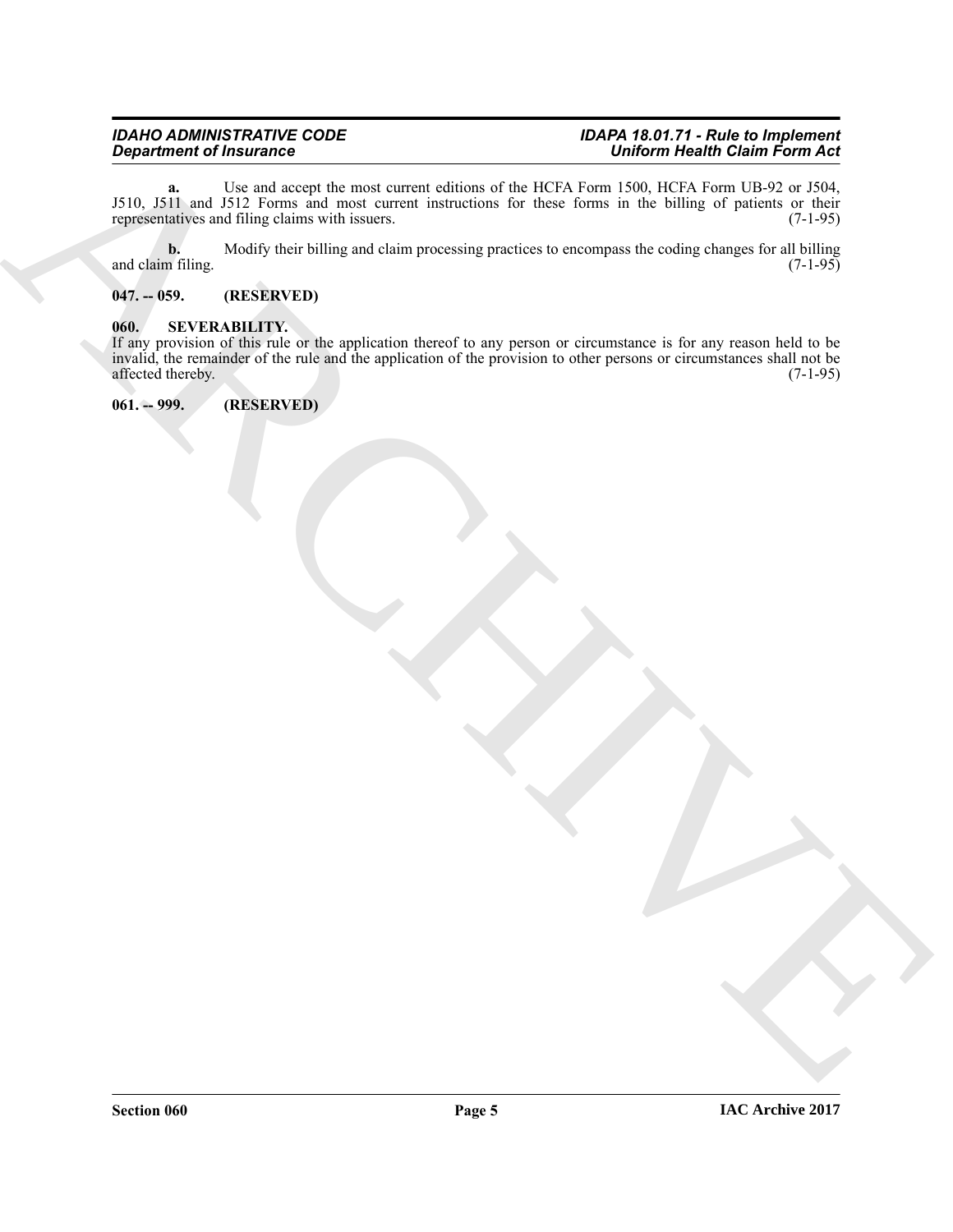**a.** Use and accept the most current editions of the HCFA Form 1500, HCFA Form UB-92 or J504, J510, J511 and J512 Forms and most current instructions for these forms in the billing of patients or their representatives and filing claims with issuers. (7-1-95)

**b.** Modify their billing and claim processing practices to encompass the coding changes for all billing and claim filing. (7-1-95)

**047. -- 059. (RESERVED)**

**060. SEVERABILITY.**

If any provision of this rule or the application thereof to any person or circumstance is for any reason held to be invalid, the remainder of the rule and the application of the provision to other persons or circumstances shall not be affected thereby. (7-1-95)

**061. -- 999. (RESERVED)**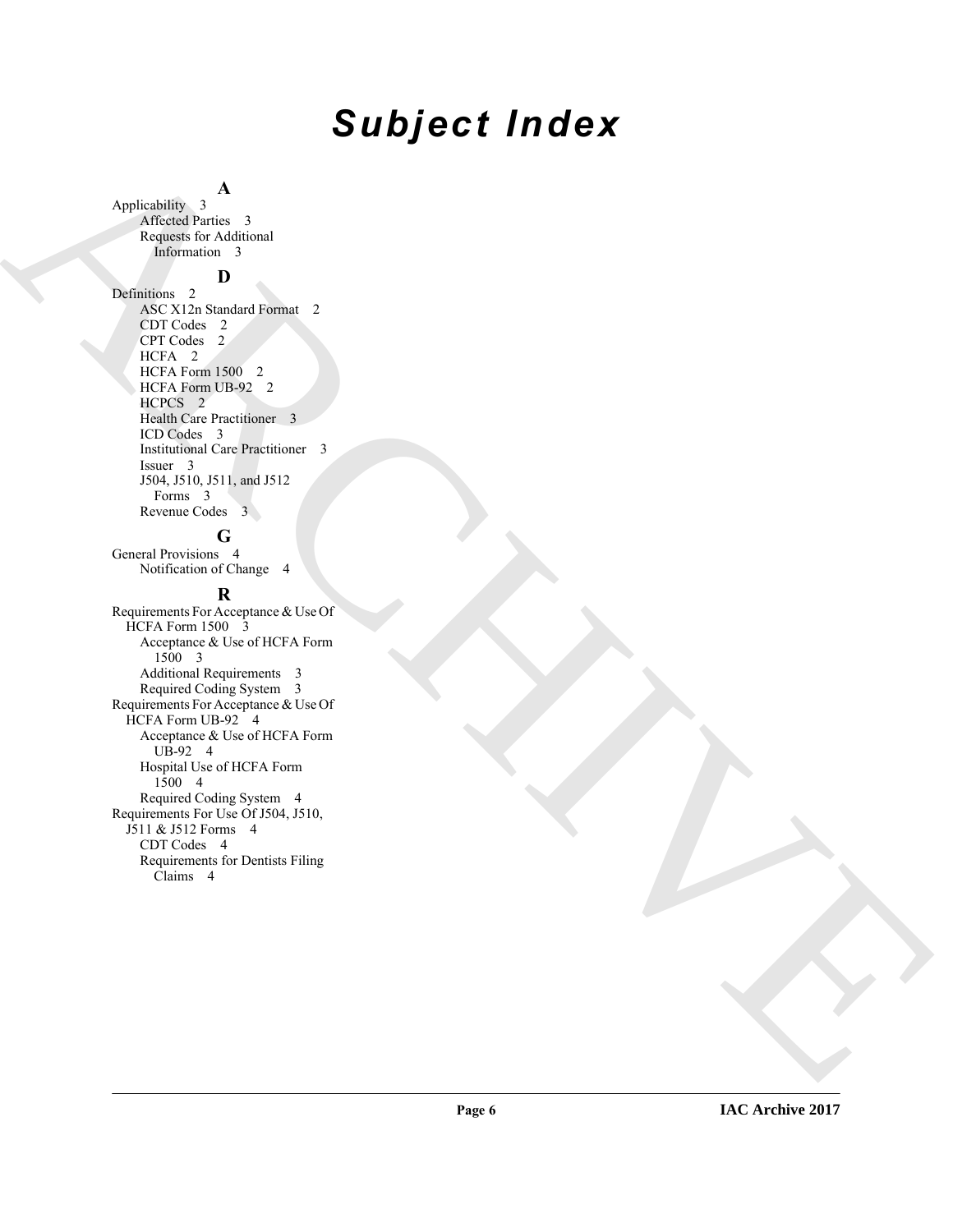# Subject Index

## A

Applicability 3
- Affected Parties 3
- Requests for Additional Information 3

## D

Definitions 2
- ASC X12n Standard Format 2
- CDT Codes 2
- CPT Codes 2
- HCFA 2
- HCFA Form 1500 2
- HCFA Form UB-92 2
- HCPCS 2
- Health Care Practitioner 3
- ICD Codes 3
- Institutional Care Practitioner 3
- Issuer 3
- J504, J510, J511, and J512 Forms 3
- Revenue Codes 3

## G

General Provisions 4
- Notification of Change 4

## R

Requirements For Acceptance & Use Of HCFA Form 1500 3
- Acceptance & Use of HCFA Form 1500 3
- Additional Requirements 3
- Required Coding System 3

Requirements For Acceptance & Use Of HCFA Form UB-92 4
- Acceptance & Use of HCFA Form UB-92 4
- Hospital Use of HCFA Form 1500 4
- Required Coding System 4

Requirements For Use Of J504, J510, J511 & J512 Forms 4
- CDT Codes 4
- Requirements for Dentists Filing Claims 4